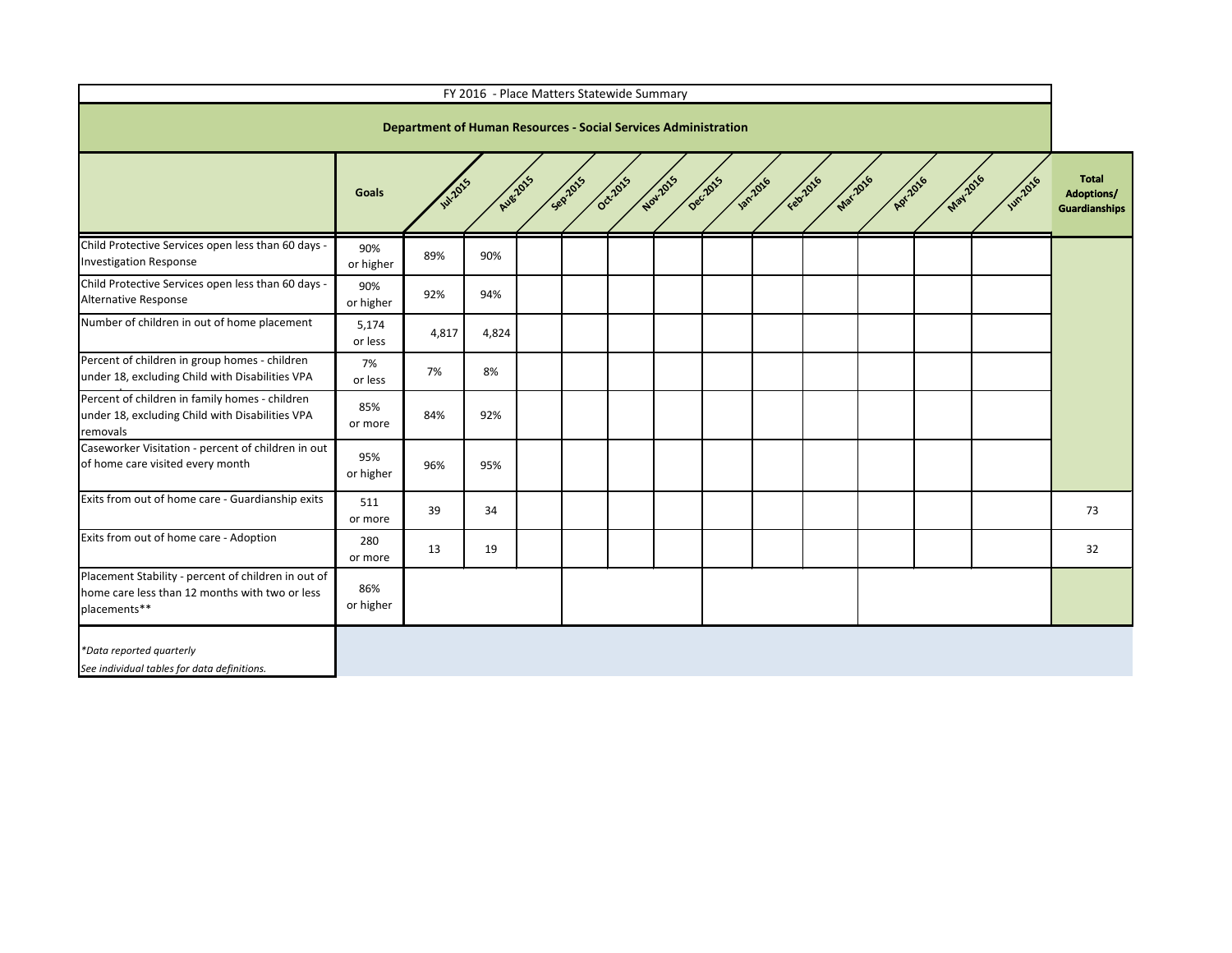FY 2016 - Place Matters Statewide Summary

**Department of Human Resources - Social Services Administration**

| | Goals | Jul-2015 | Aug-2015 | Sep-2015 | Oct-2015 | Nov-2015 | Dec-2015 | Jan-2016 | Feb-2016 | Mar-2016 | Apr-2016 | May-2016 | Jun-2016 | Total Adoptions/ Guardianships |
|---|---|---|---|---|---|---|---|---|---|---|---|---|---|---|
| Child Protective Services open less than 60 days - Investigation Response | 90% or higher | 89% | 90% | | | | | | | | | | | |
| Child Protective Services open less than 60 days - Alternative Response | 90% or higher | 92% | 94% | | | | | | | | | | | |
| Number of children in out of home placement | 5,174 or less | 4,817 | 4,824 | | | | | | | | | | | |
| Percent of children in group homes - children under 18, excluding Child with Disabilities VPA | 7% or less | 7% | 8% | | | | | | | | | | | |
| Percent of children in family homes - children under 18, excluding Child with Disabilities VPA removals | 85% or more | 84% | 92% | | | | | | | | | | | |
| Caseworker Visitation - percent of children in out of home care visited every month | 95% or higher | 96% | 95% | | | | | | | | | | | |
| Exits from out of home care - Guardianship exits | 511 or more | 39 | 34 | | | | | | | | | | | 73 |
| Exits from out of home care - Adoption | 280 or more | 13 | 19 | | | | | | | | | | | 32 |
| Placement Stability - percent of children in out of home care less than 12 months with two or less placements** | 86% or higher | | | | | | | | | | | | | |

*\*Data reported quarterly*

*See individual tables for data definitions.*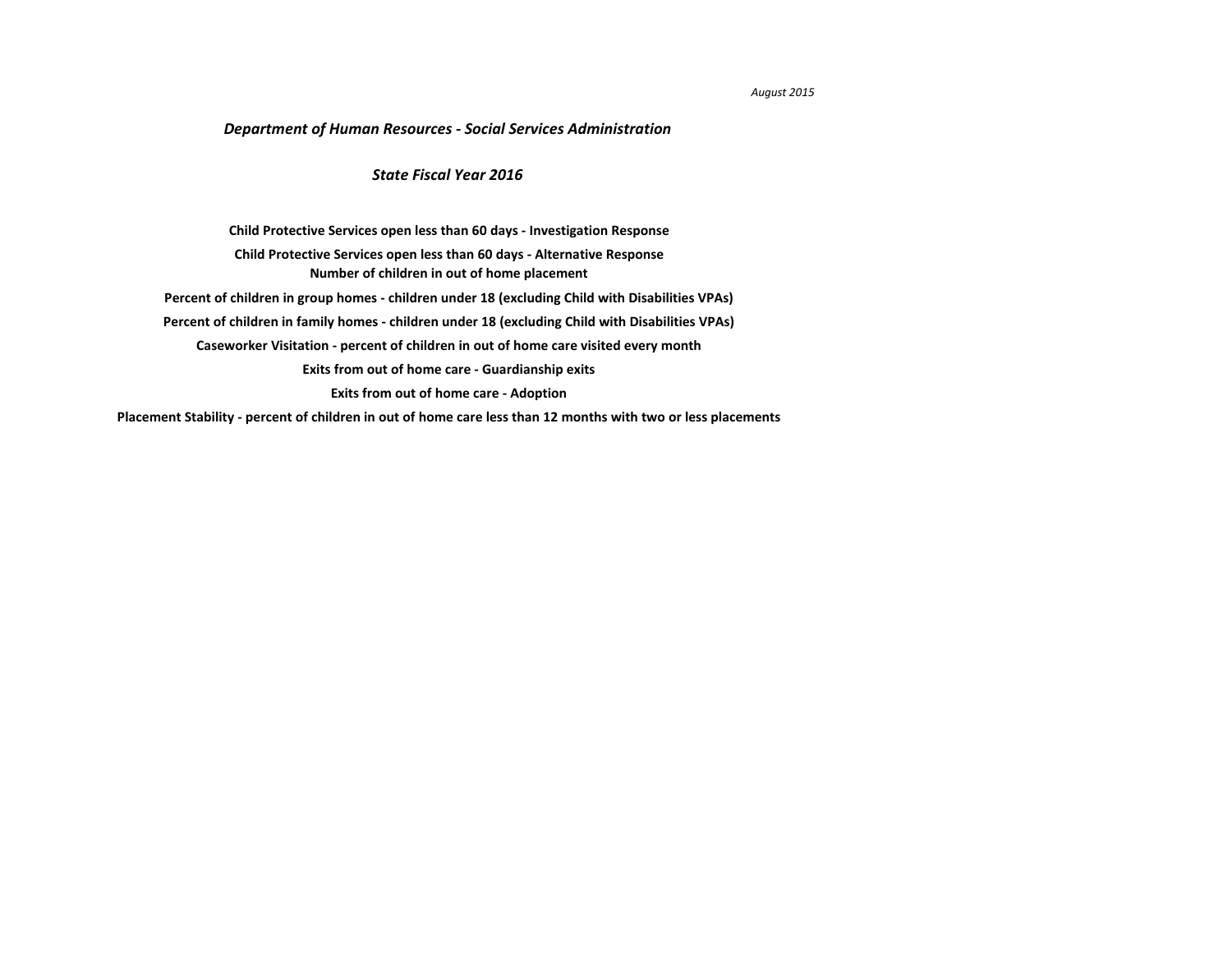*August 2015*

## *Department of Human Resources - Social Services Administration*

### *State Fiscal Year 2016*

**Child Protective Services open less than 60 days - Investigation Response**

**Child Protective Services open less than 60 days - Alternative Response**

**Number of children in out of home placement**

**Percent of children in group homes - children under 18 (excluding Child with Disabilities VPAs)**

**Percent of children in family homes - children under 18 (excluding Child with Disabilities VPAs)**

**Caseworker Visitation - percent of children in out of home care visited every month**

**Exits from out of home care - Guardianship exits**

**Exits from out of home care - Adoption**

**Placement Stability - percent of children in out of home care less than 12 months with two or less placements**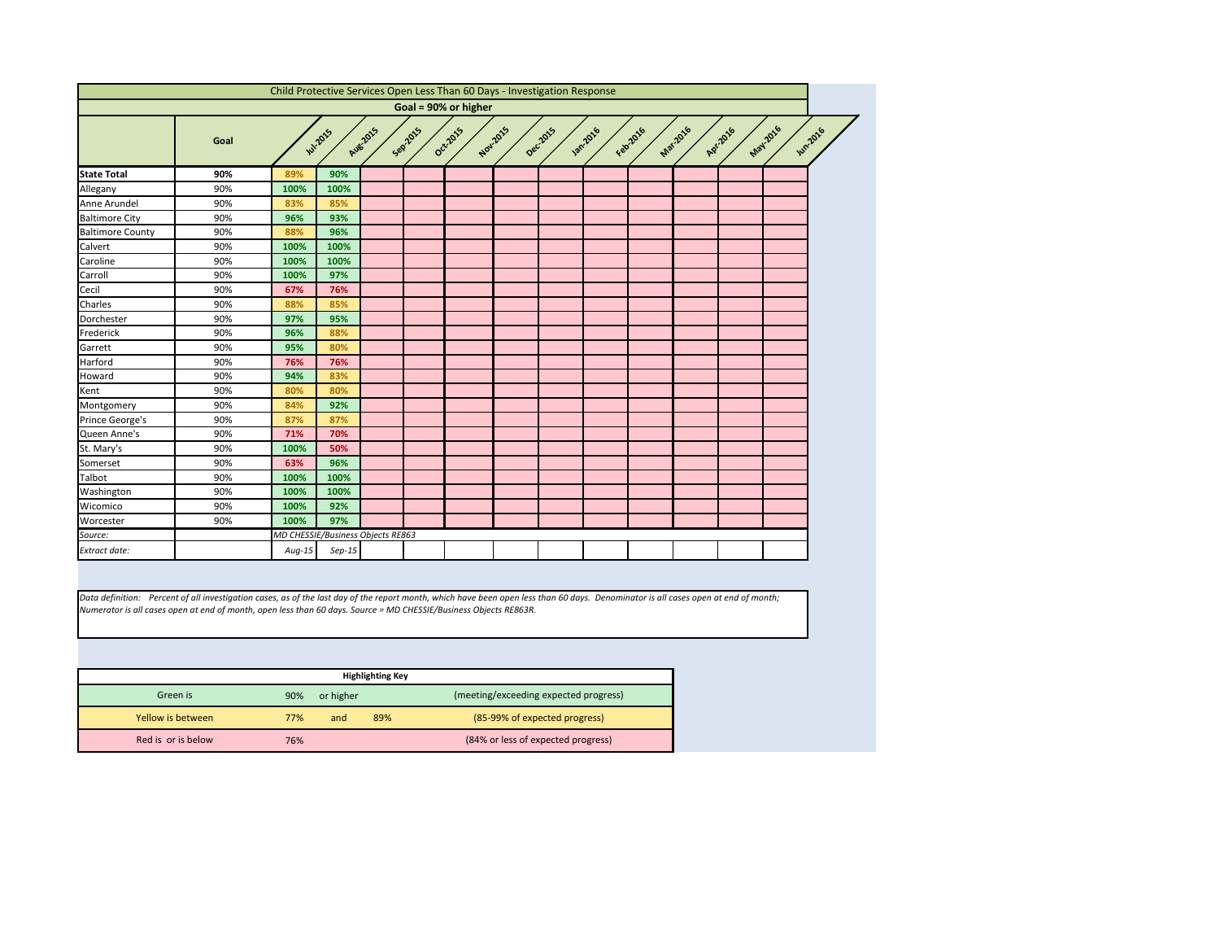## Child Protective Services Open Less Than 60 Days - Investigation Response

**Goal = 90% or higher**

| | Goal | Jul-2015 | Aug-2015 | Sep-2015 | Oct-2015 | Nov-2015 | Dec-2015 | Jan-2016 | Feb-2016 | Mar-2016 | Apr-2016 | May-2016 | Jun-2016 |
|---|---|---|---|---|---|---|---|---|---|---|---|---|---|
| **State Total** | **90%** | 89% | 90% | | | | | | | | | | |
| Allegany | 90% | 100% | 100% | | | | | | | | | | |
| Anne Arundel | 90% | 83% | 85% | | | | | | | | | | |
| Baltimore City | 90% | 96% | 93% | | | | | | | | | | |
| Baltimore County | 90% | 88% | 96% | | | | | | | | | | |
| Calvert | 90% | 100% | 100% | | | | | | | | | | |
| Caroline | 90% | 100% | 100% | | | | | | | | | | |
| Carroll | 90% | 100% | 97% | | | | | | | | | | |
| Cecil | 90% | 67% | 76% | | | | | | | | | | |
| Charles | 90% | 88% | 85% | | | | | | | | | | |
| Dorchester | 90% | 97% | 95% | | | | | | | | | | |
| Frederick | 90% | 96% | 88% | | | | | | | | | | |
| Garrett | 90% | 95% | 80% | | | | | | | | | | |
| Harford | 90% | 76% | 76% | | | | | | | | | | |
| Howard | 90% | 94% | 83% | | | | | | | | | | |
| Kent | 90% | 80% | 80% | | | | | | | | | | |
| Montgomery | 90% | 84% | 92% | | | | | | | | | | |
| Prince George's | 90% | 87% | 87% | | | | | | | | | | |
| Queen Anne's | 90% | 71% | 70% | | | | | | | | | | |
| St. Mary's | 90% | 100% | 50% | | | | | | | | | | |
| Somerset | 90% | 63% | 96% | | | | | | | | | | |
| Talbot | 90% | 100% | 100% | | | | | | | | | | |
| Washington | 90% | 100% | 100% | | | | | | | | | | |
| Wicomico | 90% | 100% | 92% | | | | | | | | | | |
| Worcester | 90% | 100% | 97% | | | | | | | | | | |
| *Source:* | | *MD CHESSIE/Business Objects RE863* | | | | | | | | | | | |
| *Extract date:* | | *Aug-15* | *Sep-15* | | | | | | | | | | |

*Data definition: Percent of all investigation cases, as of the last day of the report month, which have been open less than 60 days. Denominator is all cases open at end of month; Numerator is all cases open at end of month, open less than 60 days. Source = MD CHESSIE/Business Objects RE863R.*

| Highlighting Key | | | | |
|---|---|---|---|---|
| Green is | 90% | or higher | | (meeting/exceeding expected progress) |
| Yellow is between | 77% | and | 89% | (85-99% of expected progress) |
| Red is or is below | 76% | | | (84% or less of expected progress) |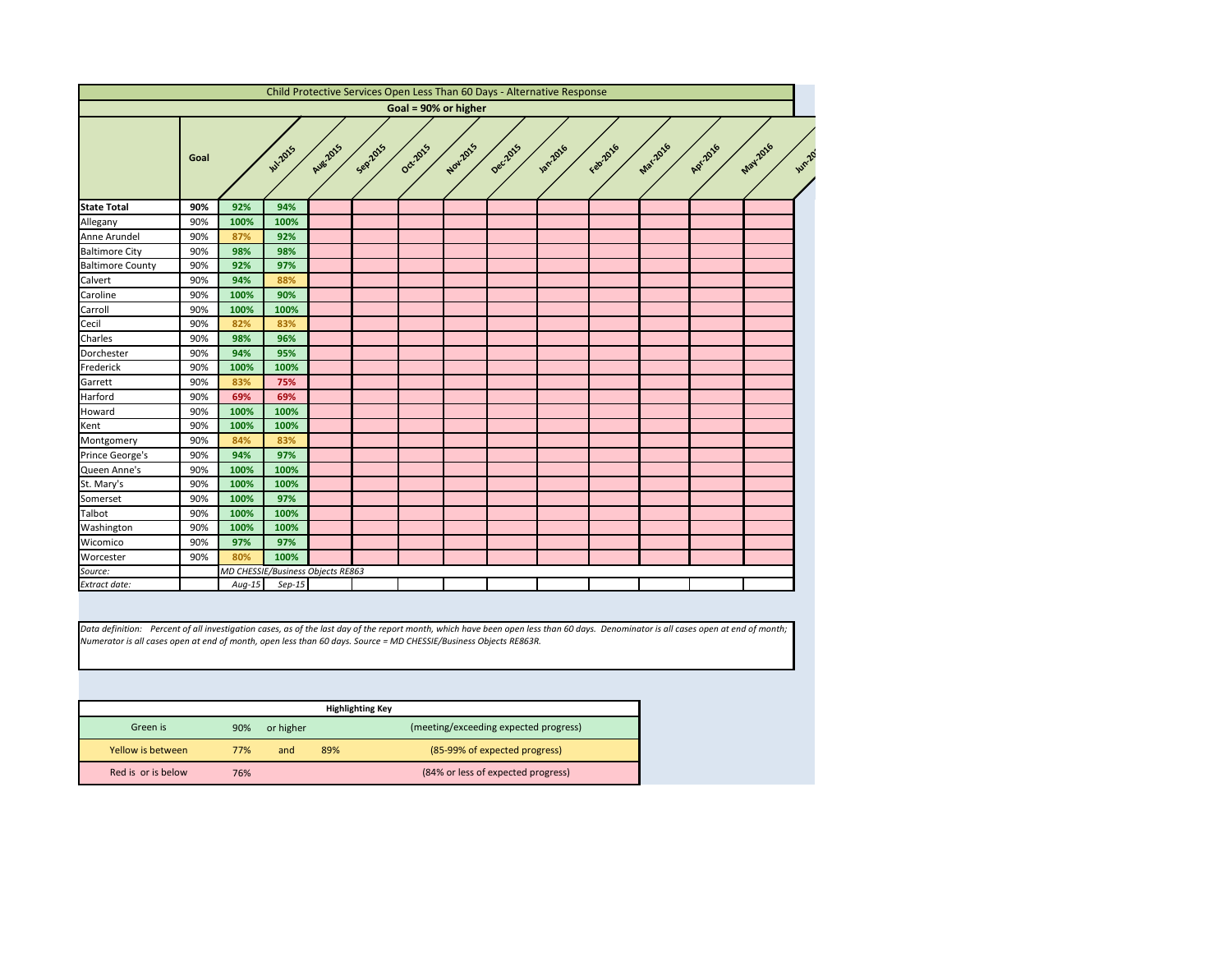| Child Protective Services Open Less Than 60 Days - Alternative Response | | | | | | | | | | | | | |
|---|---|---|---|---|---|---|---|---|---|---|---|---|---|
| Goal = 90% or higher | | | | | | | | | | | | | |
| | Goal | Jul-2015 | Aug-2015 | Sep-2015 | Oct-2015 | Nov-2015 | Dec-2015 | Jan-2016 | Feb-2016 | Mar-2016 | Apr-2016 | May-2016 | Jun-2016 |
| **State Total** | **90%** | **92%** | **94%** | | | | | | | | | | |
| Allegany | 90% | **100%** | **100%** | | | | | | | | | | |
| Anne Arundel | 90% | **87%** | **92%** | | | | | | | | | | |
| Baltimore City | 90% | **98%** | **98%** | | | | | | | | | | |
| Baltimore County | 90% | **92%** | **97%** | | | | | | | | | | |
| Calvert | 90% | **94%** | **88%** | | | | | | | | | | |
| Caroline | 90% | **100%** | **90%** | | | | | | | | | | |
| Carroll | 90% | **100%** | **100%** | | | | | | | | | | |
| Cecil | 90% | **82%** | **83%** | | | | | | | | | | |
| Charles | 90% | **98%** | **96%** | | | | | | | | | | |
| Dorchester | 90% | **94%** | **95%** | | | | | | | | | | |
| Frederick | 90% | **100%** | **100%** | | | | | | | | | | |
| Garrett | 90% | **83%** | **75%** | | | | | | | | | | |
| Harford | 90% | **69%** | **69%** | | | | | | | | | | |
| Howard | 90% | **100%** | **100%** | | | | | | | | | | |
| Kent | 90% | **100%** | **100%** | | | | | | | | | | |
| Montgomery | 90% | **84%** | **83%** | | | | | | | | | | |
| Prince George's | 90% | **94%** | **97%** | | | | | | | | | | |
| Queen Anne's | 90% | **100%** | **100%** | | | | | | | | | | |
| St. Mary's | 90% | **100%** | **100%** | | | | | | | | | | |
| Somerset | 90% | **100%** | **97%** | | | | | | | | | | |
| Talbot | 90% | **100%** | **100%** | | | | | | | | | | |
| Washington | 90% | **100%** | **100%** | | | | | | | | | | |
| Wicomico | 90% | **97%** | **97%** | | | | | | | | | | |
| Worcester | 90% | **80%** | **100%** | | | | | | | | | | |
| *Source:* | | *MD CHESSIE/Business Objects RE863* | | | | | | | | | | | |
| *Extract date:* | | *Aug-15* | *Sep-15* | | | | | | | | | | |

*Data definition: Percent of all investigation cases, as of the last day of the report month, which have been open less than 60 days. Denominator is all cases open at end of month; Numerator is all cases open at end of month, open less than 60 days. Source = MD CHESSIE/Business Objects RE863R.*

| Highlighting Key | | | | |
|---|---|---|---|---|
| Green is | 90% | or higher | | (meeting/exceeding expected progress) |
| Yellow is between | 77% | and | 89% | (85-99% of expected progress) |
| Red is or is below | 76% | | | (84% or less of expected progress) |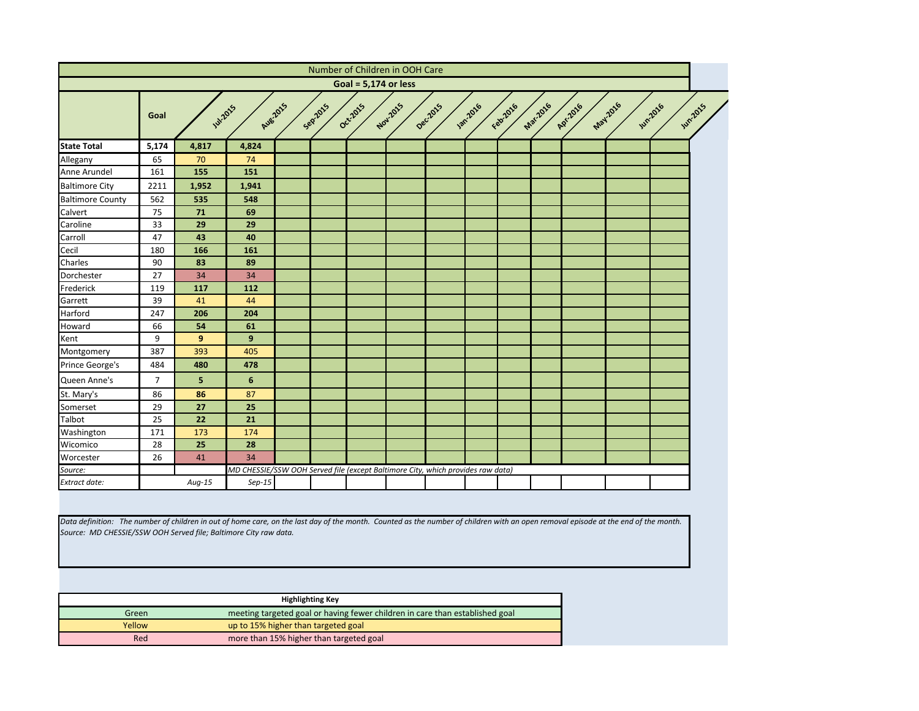| Number of Children in OOH Care | | | | | | | | | | | | | | |
|---|---|---|---|---|---|---|---|---|---|---|---|---|---|---|
| **Goal = 5,174 or less** | | | | | | | | | | | | | | |
| | **Goal** | Jul-2015 | Aug-2015 | Sep-2015 | Oct-2015 | Nov-2015 | Dec-2015 | Jan-2016 | Feb-2016 | Mar-2016 | Apr-2016 | May-2016 | Jun-2016 | Jun-2015 |
| **State Total** | **5,174** | **4,817** | **4,824** | | | | | | | | | | | |
| Allegany | 65 | 70 | 74 | | | | | | | | | | | |
| Anne Arundel | 161 | **155** | **151** | | | | | | | | | | | |
| Baltimore City | 2211 | **1,952** | **1,941** | | | | | | | | | | | |
| Baltimore County | 562 | **535** | **548** | | | | | | | | | | | |
| Calvert | 75 | **71** | **69** | | | | | | | | | | | |
| Caroline | 33 | **29** | **29** | | | | | | | | | | | |
| Carroll | 47 | **43** | **40** | | | | | | | | | | | |
| Cecil | 180 | **166** | **161** | | | | | | | | | | | |
| Charles | 90 | **83** | **89** | | | | | | | | | | | |
| Dorchester | 27 | 34 | 34 | | | | | | | | | | | |
| Frederick | 119 | **117** | **112** | | | | | | | | | | | |
| Garrett | 39 | 41 | 44 | | | | | | | | | | | |
| Harford | 247 | **206** | **204** | | | | | | | | | | | |
| Howard | 66 | **54** | **61** | | | | | | | | | | | |
| Kent | 9 | **9** | **9** | | | | | | | | | | | |
| Montgomery | 387 | 393 | 405 | | | | | | | | | | | |
| Prince George's | 484 | **480** | **478** | | | | | | | | | | | |
| Queen Anne's | 7 | **5** | **6** | | | | | | | | | | | |
| St. Mary's | 86 | **86** | 87 | | | | | | | | | | | |
| Somerset | 29 | **27** | **25** | | | | | | | | | | | |
| Talbot | 25 | **22** | **21** | | | | | | | | | | | |
| Washington | 171 | 173 | 174 | | | | | | | | | | | |
| Wicomico | 28 | **25** | **28** | | | | | | | | | | | |
| Worcester | 26 | 41 | 34 | | | | | | | | | | | |
| *Source:* | | | *MD CHESSIE/SSW OOH Served file (except Baltimore City, which provides raw data)* | | | | | | | | | | | |
| *Extract date:* | | *Aug-15* | *Sep-15* | | | | | | | | | | | |

*Data definition: The number of children in out of home care, on the last day of the month. Counted as the number of children with an open removal episode at the end of the month.*
*Source: MD CHESSIE/SSW OOH Served file; Baltimore City raw data.*

| **Highlighting Key** | |
|---|---|
| Green | meeting targeted goal or having fewer children in care than established goal |
| Yellow | up to 15% higher than targeted goal |
| Red | more than 15% higher than targeted goal |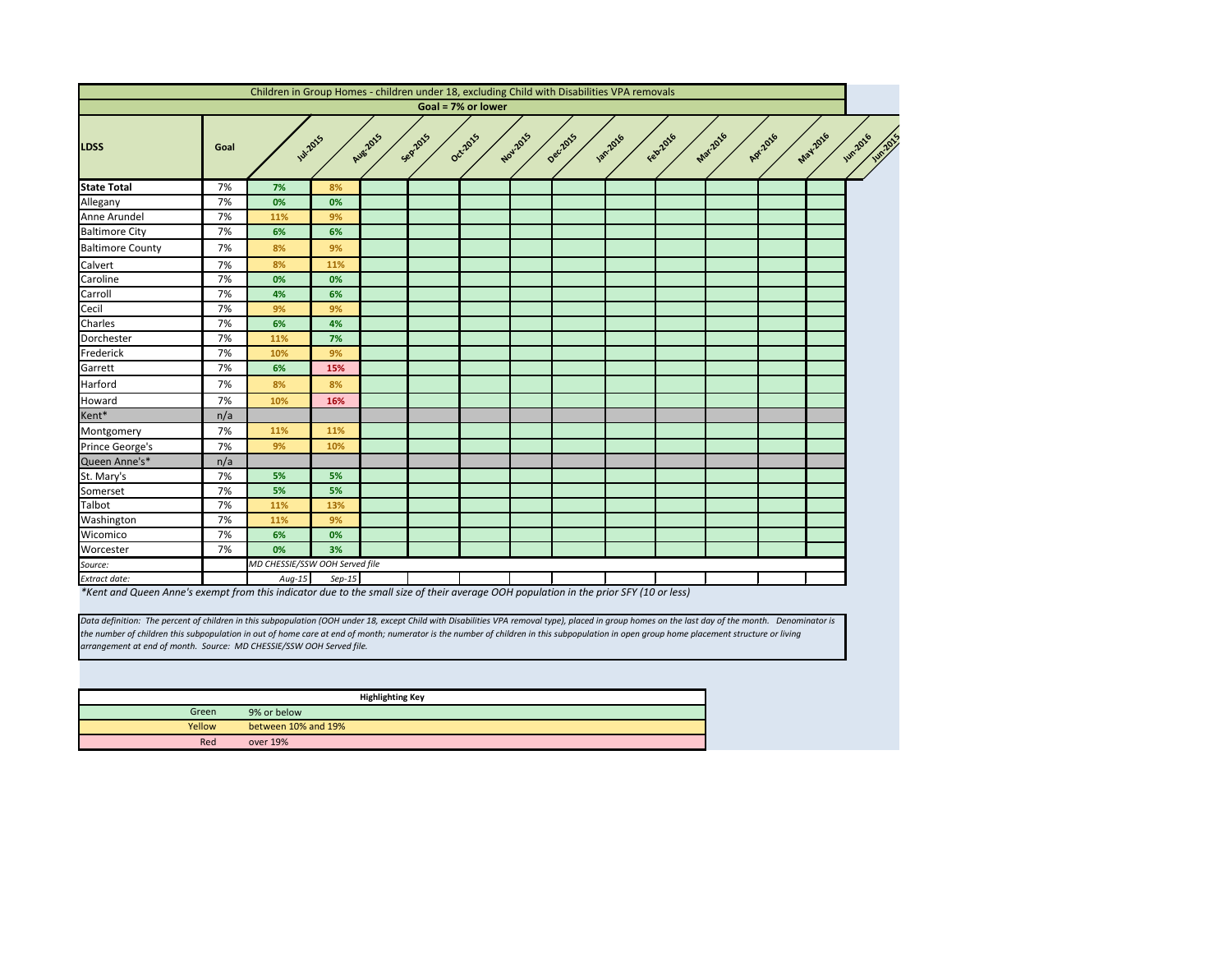| Children in Group Homes - children under 18, excluding Child with Disabilities VPA removals | | | | | | | | | | | | | |
|---|---|---|---|---|---|---|---|---|---|---|---|---|---|
| **Goal = 7% or lower** | | | | | | | | | | | | | |
| **LDSS** | **Goal** | Jul-2015 | Aug-2015 | Sep-2015 | Oct-2015 | Nov-2015 | Dec-2015 | Jan-2016 | Feb-2016 | Mar-2016 | Apr-2016 | May-2016 | Jun-2016 |
| **State Total** | 7% | 7% | 8% | | | | | | | | | | |
| Allegany | 7% | 0% | 0% | | | | | | | | | | |
| Anne Arundel | 7% | 11% | 9% | | | | | | | | | | |
| Baltimore City | 7% | 6% | 6% | | | | | | | | | | |
| Baltimore County | 7% | 8% | 9% | | | | | | | | | | |
| Calvert | 7% | 8% | 11% | | | | | | | | | | |
| Caroline | 7% | 0% | 0% | | | | | | | | | | |
| Carroll | 7% | 4% | 6% | | | | | | | | | | |
| Cecil | 7% | 9% | 9% | | | | | | | | | | |
| Charles | 7% | 6% | 4% | | | | | | | | | | |
| Dorchester | 7% | 11% | 7% | | | | | | | | | | |
| Frederick | 7% | 10% | 9% | | | | | | | | | | |
| Garrett | 7% | 6% | 15% | | | | | | | | | | |
| Harford | 7% | 8% | 8% | | | | | | | | | | |
| Howard | 7% | 10% | 16% | | | | | | | | | | |
| Kent* | n/a | | | | | | | | | | | | |
| Montgomery | 7% | 11% | 11% | | | | | | | | | | |
| Prince George's | 7% | 9% | 10% | | | | | | | | | | |
| Queen Anne's* | n/a | | | | | | | | | | | | |
| St. Mary's | 7% | 5% | 5% | | | | | | | | | | |
| Somerset | 7% | 5% | 5% | | | | | | | | | | |
| Talbot | 7% | 11% | 13% | | | | | | | | | | |
| Washington | 7% | 11% | 9% | | | | | | | | | | |
| Wicomico | 7% | 6% | 0% | | | | | | | | | | |
| Worcester | 7% | 0% | 3% | | | | | | | | | | |
| *Source:* | | *MD CHESSIE/SSW OOH Served file* | | | | | | | | | | | |
| *Extract date:* | | *Aug-15* | *Sep-15* | | | | | | | | | | |

*\*Kent and Queen Anne's exempt from this indicator due to the small size of their average OOH population in the prior SFY (10 or less)*

*Data definition: The percent of children in this subpopulation (OOH under 18, except Child with Disabilities VPA removal type), placed in group homes on the last day of the month. Denominator is the number of children this subpopulation in out of home care at end of month; numerator is the number of children in this subpopulation in open group home placement structure or living arrangement at end of month. Source: MD CHESSIE/SSW OOH Served file.*

| **Highlighting Key** | |
|---|---|
| Green | 9% or below |
| Yellow | between 10% and 19% |
| Red | over 19% |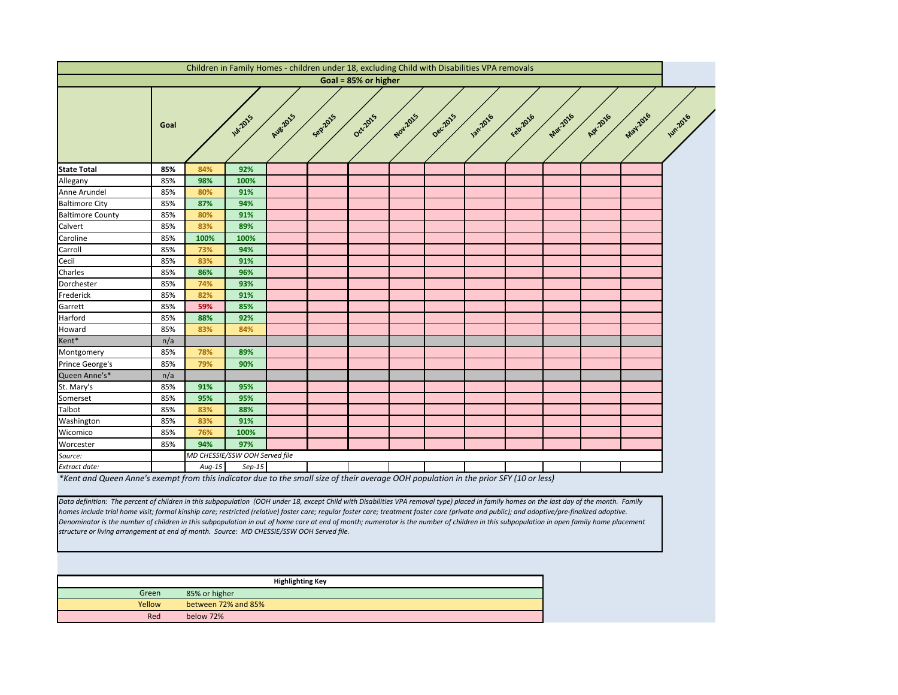| Children in Family Homes - children under 18, excluding Child with Disabilities VPA removals | | | | | | | | | | | | | |
|---|---|---|---|---|---|---|---|---|---|---|---|---|---|
| **Goal = 85% or higher** | | | | | | | | | | | | | |
| | **Goal** | Jul-2015 | Aug-2015 | Sep-2015 | Oct-2015 | Nov-2015 | Dec-2015 | Jan-2016 | Feb-2016 | Mar-2016 | Apr-2016 | May-2016 | Jun-2016 |
| **State Total** | **85%** | **84%** | **92%** | | | | | | | | | | |
| Allegany | 85% | **98%** | **100%** | | | | | | | | | | |
| Anne Arundel | 85% | **80%** | **91%** | | | | | | | | | | |
| Baltimore City | 85% | **87%** | **94%** | | | | | | | | | | |
| Baltimore County | 85% | **80%** | **91%** | | | | | | | | | | |
| Calvert | 85% | **83%** | **89%** | | | | | | | | | | |
| Caroline | 85% | **100%** | **100%** | | | | | | | | | | |
| Carroll | 85% | **73%** | **94%** | | | | | | | | | | |
| Cecil | 85% | **83%** | **91%** | | | | | | | | | | |
| Charles | 85% | **86%** | **96%** | | | | | | | | | | |
| Dorchester | 85% | **74%** | **93%** | | | | | | | | | | |
| Frederick | 85% | **82%** | **91%** | | | | | | | | | | |
| Garrett | 85% | **59%** | **85%** | | | | | | | | | | |
| Harford | 85% | **88%** | **92%** | | | | | | | | | | |
| Howard | 85% | **83%** | **84%** | | | | | | | | | | |
| Kent* | n/a | | | | | | | | | | | | |
| Montgomery | 85% | **78%** | **89%** | | | | | | | | | | |
| Prince George's | 85% | **79%** | **90%** | | | | | | | | | | |
| Queen Anne's* | n/a | | | | | | | | | | | | |
| St. Mary's | 85% | **91%** | **95%** | | | | | | | | | | |
| Somerset | 85% | **95%** | **95%** | | | | | | | | | | |
| Talbot | 85% | **83%** | **88%** | | | | | | | | | | |
| Washington | 85% | **83%** | **91%** | | | | | | | | | | |
| Wicomico | 85% | **76%** | **100%** | | | | | | | | | | |
| Worcester | 85% | **94%** | **97%** | | | | | | | | | | |
| *Source:* | | *MD CHESSIE/SSW OOH Served file* | | | | | | | | | | | |
| *Extract date:* | | *Aug-15* | *Sep-15* | | | | | | | | | | |

**Kent and Queen Anne's exempt from this indicator due to the small size of their average OOH population in the prior SFY (10 or less)*

*Data definition: The percent of children in this subpopulation (OOH under 18, except Child with Disabilities VPA removal type) placed in family homes on the last day of the month. Family homes include trial home visit; formal kinship care; restricted (relative) foster care; regular foster care; treatment foster care (private and public); and adoptive/pre-finalized adoptive. Denominator is the number of children in this subpopulation in out of home care at end of month; numerator is the number of children in this subpopulation in open family home placement structure or living arrangement at end of month. Source: MD CHESSIE/SSW OOH Served file.*

| **Highlighting Key** | |
|---|---|
| Green | 85% or higher |
| Yellow | between 72% and 85% |
| Red | below 72% |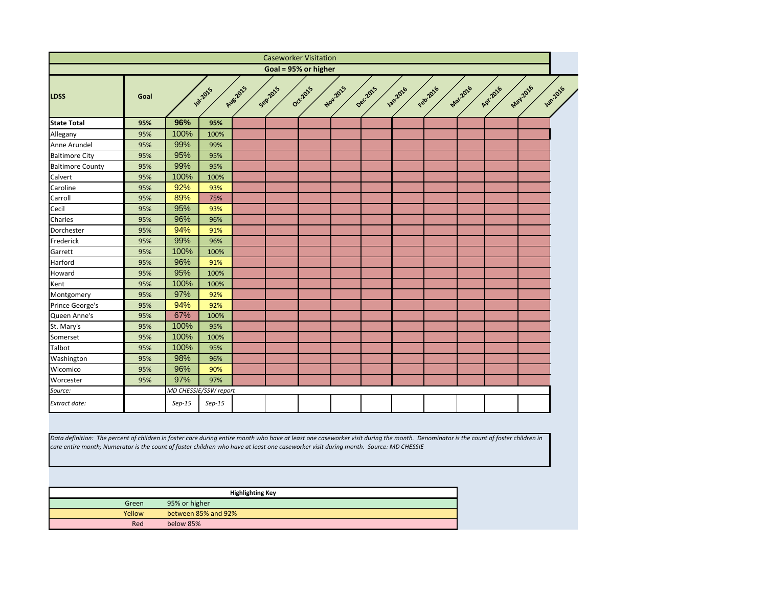| Caseworker Visitation | | | | | | | | | | | | | |
|---|---|---|---|---|---|---|---|---|---|---|---|---|---|
| **Goal = 95% or higher** | | | | | | | | | | | | | |
| **LDSS** | **Goal** | Jul-2015 | Aug-2015 | Sep-2015 | Oct-2015 | Nov-2015 | Dec-2015 | Jan-2016 | Feb-2016 | Mar-2016 | Apr-2016 | May-2016 | Jun-2016 |
| **State Total** | **95%** | **96%** | **95%** | | | | | | | | | | |
| Allegany | 95% | 100% | 100% | | | | | | | | | | |
| Anne Arundel | 95% | 99% | 99% | | | | | | | | | | |
| Baltimore City | 95% | 95% | 95% | | | | | | | | | | |
| Baltimore County | 95% | 99% | 95% | | | | | | | | | | |
| Calvert | 95% | 100% | 100% | | | | | | | | | | |
| Caroline | 95% | 92% | 93% | | | | | | | | | | |
| Carroll | 95% | 89% | 75% | | | | | | | | | | |
| Cecil | 95% | 95% | 93% | | | | | | | | | | |
| Charles | 95% | 96% | 96% | | | | | | | | | | |
| Dorchester | 95% | 94% | 91% | | | | | | | | | | |
| Frederick | 95% | 99% | 96% | | | | | | | | | | |
| Garrett | 95% | 100% | 100% | | | | | | | | | | |
| Harford | 95% | 96% | 91% | | | | | | | | | | |
| Howard | 95% | 95% | 100% | | | | | | | | | | |
| Kent | 95% | 100% | 100% | | | | | | | | | | |
| Montgomery | 95% | 97% | 92% | | | | | | | | | | |
| Prince George's | 95% | 94% | 92% | | | | | | | | | | |
| Queen Anne's | 95% | 67% | 100% | | | | | | | | | | |
| St. Mary's | 95% | 100% | 95% | | | | | | | | | | |
| Somerset | 95% | 100% | 100% | | | | | | | | | | |
| Talbot | 95% | 100% | 95% | | | | | | | | | | |
| Washington | 95% | 98% | 96% | | | | | | | | | | |
| Wicomico | 95% | 96% | 90% | | | | | | | | | | |
| Worcester | 95% | 97% | 97% | | | | | | | | | | |
| *Source:* | | *MD CHESSIE/SSW report* | | | | | | | | | | | |
| *Extract date:* | | *Sep-15* | *Sep-15* | | | | | | | | | | |

*Data definition: The percent of children in foster care during entire month who have at least one caseworker visit during the month. Denominator is the count of foster children in care entire month; Numerator is the count of foster children who have at least one caseworker visit during month. Source: MD CHESSIE*

| **Highlighting Key** | |
|---|---|
| Green | 95% or higher |
| Yellow | between 85% and 92% |
| Red | below 85% |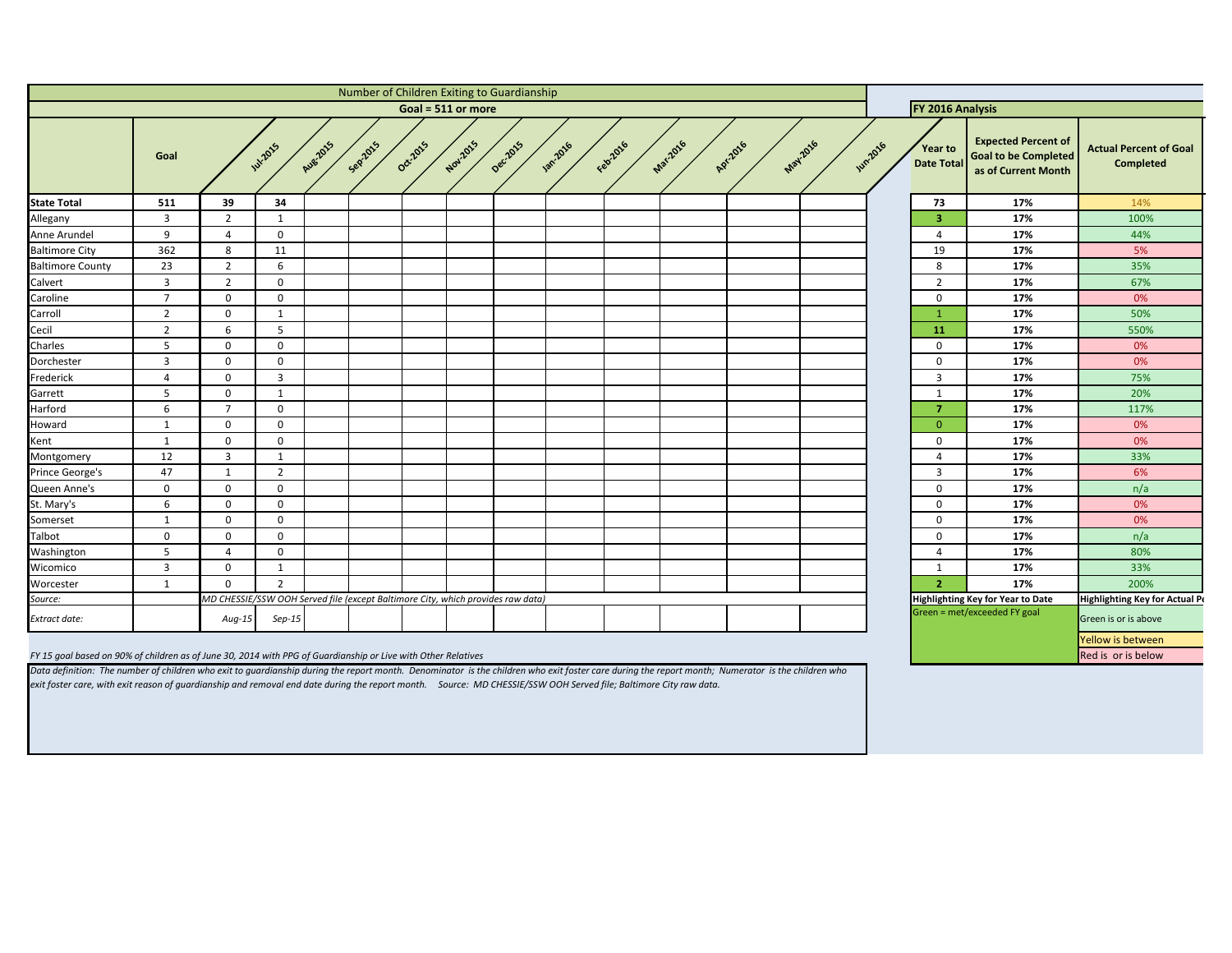## Number of Children Exiting to Guardianship

**Goal = 511 or more**

| | Goal | Jul-2015 | Aug-2015 | Sep-2015 | Oct-2015 | Nov-2015 | Dec-2015 | Jan-2016 | Feb-2016 | Mar-2016 | Apr-2016 | May-2016 | Jun-2016 |
|---|---|---|---|---|---|---|---|---|---|---|---|---|---|
| **State Total** | **511** | **39** | **34** | | | | | | | | | | |
| Allegany | 3 | 2 | 1 | | | | | | | | | | |
| Anne Arundel | 9 | 4 | 0 | | | | | | | | | | |
| Baltimore City | 362 | 8 | 11 | | | | | | | | | | |
| Baltimore County | 23 | 2 | 6 | | | | | | | | | | |
| Calvert | 3 | 2 | 0 | | | | | | | | | | |
| Caroline | 7 | 0 | 0 | | | | | | | | | | |
| Carroll | 2 | 0 | 1 | | | | | | | | | | |
| Cecil | 2 | 6 | 5 | | | | | | | | | | |
| Charles | 5 | 0 | 0 | | | | | | | | | | |
| Dorchester | 3 | 0 | 0 | | | | | | | | | | |
| Frederick | 4 | 0 | 3 | | | | | | | | | | |
| Garrett | 5 | 0 | 1 | | | | | | | | | | |
| Harford | 6 | 7 | 0 | | | | | | | | | | |
| Howard | 1 | 0 | 0 | | | | | | | | | | |
| Kent | 1 | 0 | 0 | | | | | | | | | | |
| Montgomery | 12 | 3 | 1 | | | | | | | | | | |
| Prince George's | 47 | 1 | 2 | | | | | | | | | | |
| Queen Anne's | 0 | 0 | 0 | | | | | | | | | | |
| St. Mary's | 6 | 0 | 0 | | | | | | | | | | |
| Somerset | 1 | 0 | 0 | | | | | | | | | | |
| Talbot | 0 | 0 | 0 | | | | | | | | | | |
| Washington | 5 | 4 | 0 | | | | | | | | | | |
| Wicomico | 3 | 0 | 1 | | | | | | | | | | |
| Worcester | 1 | 0 | 2 | | | | | | | | | | |
| *Source:* | | *MD CHESSIE/SSW OOH Served file (except Baltimore City, which provides raw data)* | | | | | | | | | | | |
| *Extract date:* | | *Aug-15* | *Sep-15* | | | | | | | | | | |

**FY 2016 Analysis**

| | Year to Date Total | Expected Percent of Goal to be Completed as of Current Month | Actual Percent of Goal Completed |
|---|---|---|---|
| **State Total** | **73** | **17%** | 14% |
| Allegany | **3** | **17%** | 100% |
| Anne Arundel | 4 | **17%** | 44% |
| Baltimore City | 19 | **17%** | 5% |
| Baltimore County | 8 | **17%** | 35% |
| Calvert | 2 | **17%** | 67% |
| Caroline | 0 | **17%** | 0% |
| Carroll | 1 | **17%** | 50% |
| Cecil | **11** | **17%** | 550% |
| Charles | 0 | **17%** | 0% |
| Dorchester | 0 | **17%** | 0% |
| Frederick | 3 | **17%** | 75% |
| Garrett | 1 | **17%** | 20% |
| Harford | **7** | **17%** | 117% |
| Howard | 0 | **17%** | 0% |
| Kent | 0 | **17%** | 0% |
| Montgomery | 4 | **17%** | 33% |
| Prince George's | 3 | **17%** | 6% |
| Queen Anne's | 0 | **17%** | n/a |
| St. Mary's | 0 | **17%** | 0% |
| Somerset | 0 | **17%** | 0% |
| Talbot | 0 | **17%** | n/a |
| Washington | 4 | **17%** | 80% |
| Wicomico | 1 | **17%** | 33% |
| Worcester | **2** | **17%** | 200% |

**Highlighting Key for Year to Date**
Green = met/exceeded FY goal

**Highlighting Key for Actual Pe**
Green is or is above
Yellow is between
Red is or is below

*FY 15 goal based on 90% of children as of June 30, 2014 with PPG of Guardianship or Live with Other Relatives*

*Data definition: The number of children who exit to guardianship during the report month. Denominator is the children who exit foster care during the report month; Numerator is the children who exit foster care, with exit reason of guardianship and removal end date during the report month. Source: MD CHESSIE/SSW OOH Served file; Baltimore City raw data.*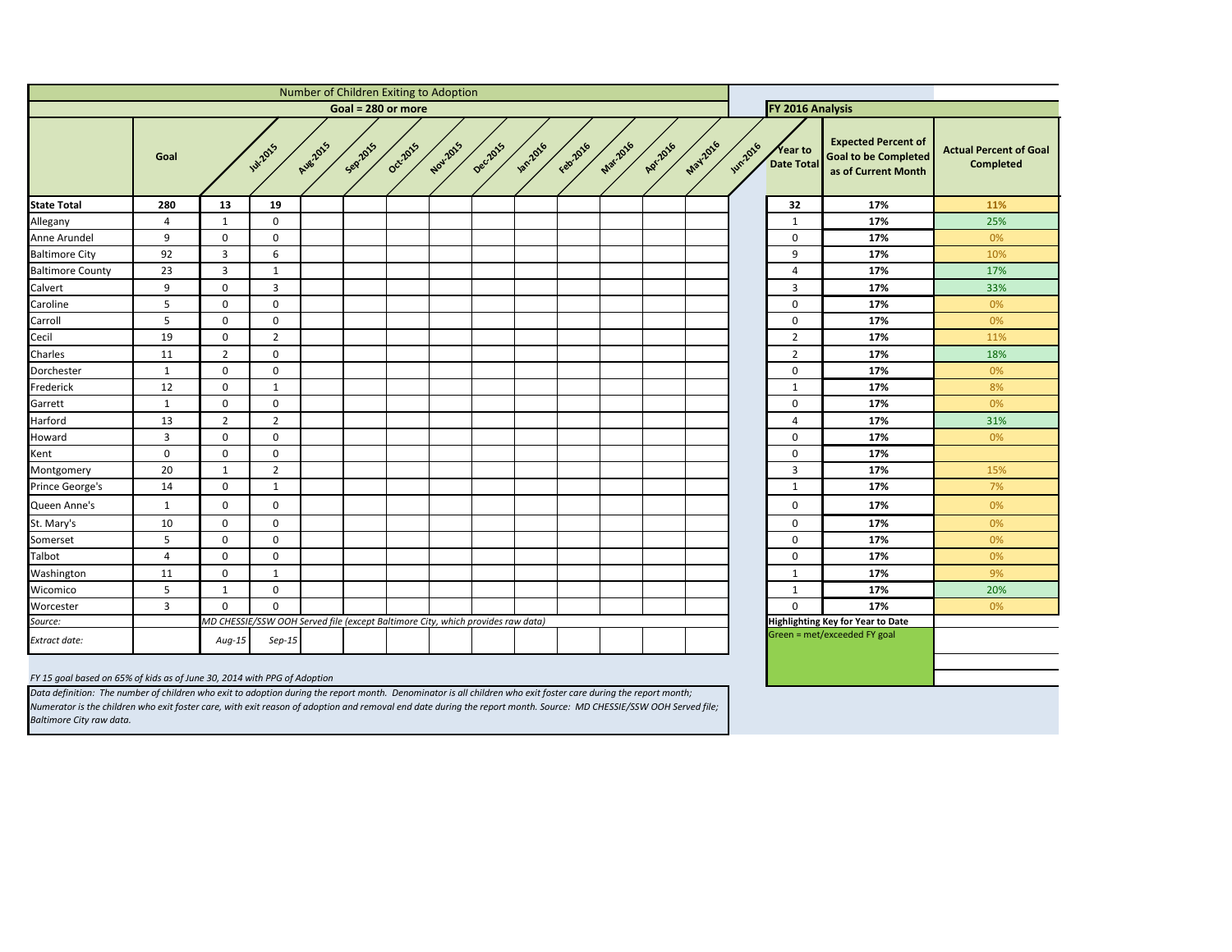| Number of Children Exiting to Adoption | | | | | | | | | | | | | | | FY 2016 Analysis | | |
|---|---|---|---|---|---|---|---|---|---|---|---|---|---|---|---|---|---|
| Goal = 280 or more | | | | | | | | | | | | | | | | | |
| | Goal | Jul-2015 | Aug-2015 | Sep-2015 | Oct-2015 | Nov-2015 | Dec-2015 | Jan-2016 | Feb-2016 | Mar-2016 | Apr-2016 | May-2016 | Jun-2016 | | Year to Date Total | Expected Percent of Goal to be Completed as of Current Month | Actual Percent of Goal Completed |
| **State Total** | **280** | **13** | **19** | | | | | | | | | | | | **32** | **17%** | **11%** |
| Allegany | 4 | 1 | 0 | | | | | | | | | | | | 1 | **17%** | 25% |
| Anne Arundel | 9 | 0 | 0 | | | | | | | | | | | | 0 | **17%** | 0% |
| Baltimore City | 92 | 3 | 6 | | | | | | | | | | | | 9 | **17%** | 10% |
| Baltimore County | 23 | 3 | 1 | | | | | | | | | | | | 4 | **17%** | 17% |
| Calvert | 9 | 0 | 3 | | | | | | | | | | | | 3 | **17%** | 33% |
| Caroline | 5 | 0 | 0 | | | | | | | | | | | | 0 | **17%** | 0% |
| Carroll | 5 | 0 | 0 | | | | | | | | | | | | 0 | **17%** | 0% |
| Cecil | 19 | 0 | 2 | | | | | | | | | | | | 2 | **17%** | 11% |
| Charles | 11 | 2 | 0 | | | | | | | | | | | | 2 | **17%** | 18% |
| Dorchester | 1 | 0 | 0 | | | | | | | | | | | | 0 | **17%** | 0% |
| Frederick | 12 | 0 | 1 | | | | | | | | | | | | 1 | **17%** | 8% |
| Garrett | 1 | 0 | 0 | | | | | | | | | | | | 0 | **17%** | 0% |
| Harford | 13 | 2 | 2 | | | | | | | | | | | | 4 | **17%** | 31% |
| Howard | 3 | 0 | 0 | | | | | | | | | | | | 0 | **17%** | 0% |
| Kent | 0 | 0 | 0 | | | | | | | | | | | | 0 | **17%** | |
| Montgomery | 20 | 1 | 2 | | | | | | | | | | | | 3 | **17%** | 15% |
| Prince George's | 14 | 0 | 1 | | | | | | | | | | | | 1 | **17%** | 7% |
| Queen Anne's | 1 | 0 | 0 | | | | | | | | | | | | 0 | **17%** | 0% |
| St. Mary's | 10 | 0 | 0 | | | | | | | | | | | | 0 | **17%** | 0% |
| Somerset | 5 | 0 | 0 | | | | | | | | | | | | 0 | **17%** | 0% |
| Talbot | 4 | 0 | 0 | | | | | | | | | | | | 0 | **17%** | 0% |
| Washington | 11 | 0 | 1 | | | | | | | | | | | | 1 | **17%** | 9% |
| Wicomico | 5 | 1 | 0 | | | | | | | | | | | | 1 | **17%** | 20% |
| Worcester | 3 | 0 | 0 | | | | | | | | | | | | 0 | **17%** | 0% |
| *Source:* | | *MD CHESSIE/SSW OOH Served file (except Baltimore City, which provides raw data)* | | | | | | | | | | | | | **Highlighting Key for Year to Date** | | |
| *Extract date:* | | *Aug-15* | *Sep-15* | | | | | | | | | | | | Green = met/exceeded FY goal | | |

*FY 15 goal based on 65% of kids as of June 30, 2014 with PPG of Adoption*

*Data definition: The number of children who exit to adoption during the report month. Denominator is all children who exit foster care during the report month; Numerator is the children who exit foster care, with exit reason of adoption and removal end date during the report month. Source: MD CHESSIE/SSW OOH Served file; Baltimore City raw data.*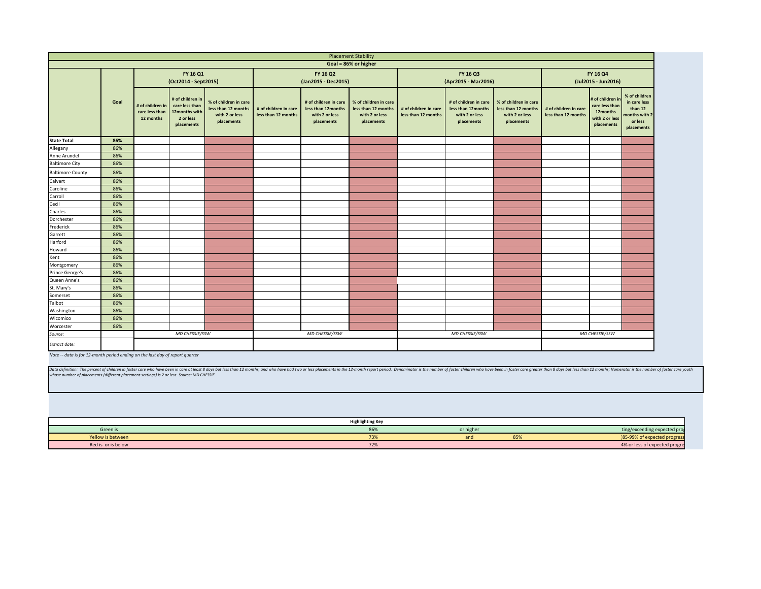| Placement Stability | | | | | | | | | | | | | |
|---|---|---|---|---|---|---|---|---|---|---|---|---|---|
| Goal = 86% or higher | | | | | | | | | | | | | |
| | | FY 16 Q1 (Oct2014 - Sept2015) | | | FY 16 Q2 (Jan2015 - Dec2015) | | | FY 16 Q3 (Apr2015 - Mar2016) | | | FY 16 Q4 (Jul2015 - Jun2016) | | |
| | Goal | # of children in care less than 12 months | # of children in care less than 12months with 2 or less placements | % of children in care less than 12 months with 2 or less placements | # of children in care less than 12 months | # of children in care less than 12months with 2 or less placements | % of children in care less than 12 months with 2 or less placements | # of children in care less than 12 months | # of children in care less than 12months with 2 or less placements | % of children in care less than 12 months with 2 or less placements | # of children in care less than 12 months | # of children in care less than 12months with 2 or less placements | % of children in care less than 12 months with 2 or less placements |
| **State Total** | **86%** | | | | | | | | | | | | |
| Allegany | 86% | | | | | | | | | | | | |
| Anne Arundel | 86% | | | | | | | | | | | | |
| Baltimore City | 86% | | | | | | | | | | | | |
| Baltimore County | 86% | | | | | | | | | | | | |
| Calvert | 86% | | | | | | | | | | | | |
| Caroline | 86% | | | | | | | | | | | | |
| Carroll | 86% | | | | | | | | | | | | |
| Cecil | 86% | | | | | | | | | | | | |
| Charles | 86% | | | | | | | | | | | | |
| Dorchester | 86% | | | | | | | | | | | | |
| Frederick | 86% | | | | | | | | | | | | |
| Garrett | 86% | | | | | | | | | | | | |
| Harford | 86% | | | | | | | | | | | | |
| Howard | 86% | | | | | | | | | | | | |
| Kent | 86% | | | | | | | | | | | | |
| Montgomery | 86% | | | | | | | | | | | | |
| Prince George's | 86% | | | | | | | | | | | | |
| Queen Anne's | 86% | | | | | | | | | | | | |
| St. Mary's | 86% | | | | | | | | | | | | |
| Somerset | 86% | | | | | | | | | | | | |
| Talbot | 86% | | | | | | | | | | | | |
| Washington | 86% | | | | | | | | | | | | |
| Wicomico | 86% | | | | | | | | | | | | |
| Worcester | 86% | | | | | | | | | | | | |
| *Source:* | | *MD CHESSIE/SSW* | | | *MD CHESSIE/SSW* | | | *MD CHESSIE/SSW* | | | *MD CHESSIE/SSW* | | |
| *Extract date:* | | | | | | | | | | | | | |

*Note -- data is for 12-month period ending on the last day of report quarter*

*Data definition: The percent of children in foster care who have been in care at least 8 days but less than 12 months, and who have had two or less placements in the 12-month report period. Denominator is the number of foster children who have been in foster care greater than 8 days but less than 12 months; Numerator is the number of foster care youth whose number of placements (different placement settings) is 2 or less. Source: MD CHESSIE.*

| Highlighting Key | | | | |
|---|---|---|---|---|
| Green is | 86% | or higher | | ting/exceeding expected prog |
| Yellow is between | 73% | and | 85% | 85-99% of expected progress |
| Red is or is below | 72% | | | 4% or less of expected progre |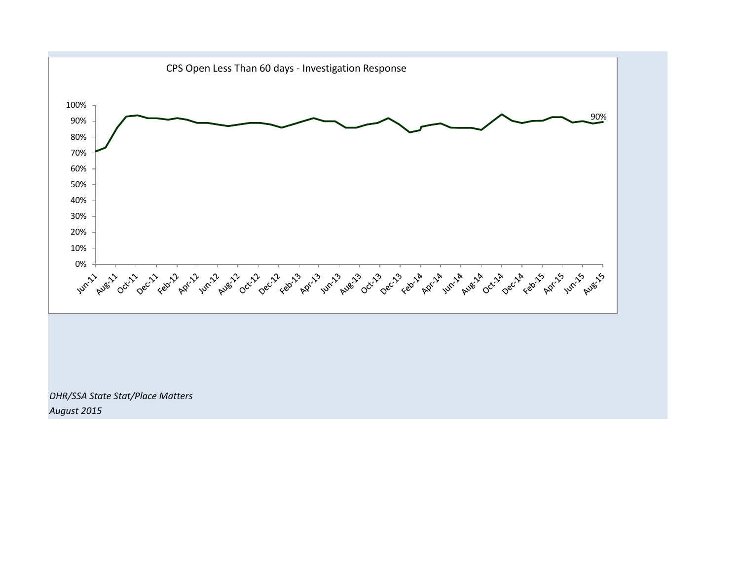CPS Open Less Than 60 days - Investigation Response

*DHR/SSA State Stat/Place Matters*
*August 2015*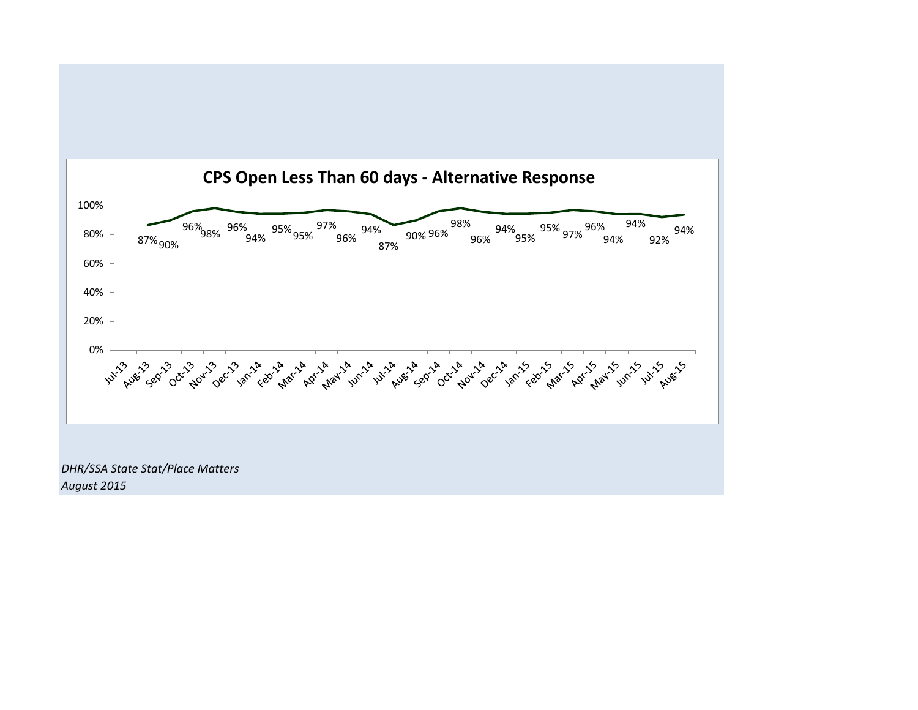## CPS Open Less Than 60 days - Alternative Response

| Month | Percent |
|---|---|
| Jul-13 | |
| Aug-13 | 87% |
| Sep-13 | 90% |
| Oct-13 | 96% |
| Nov-13 | 98% |
| Dec-13 | 96% |
| Jan-14 | 94% |
| Feb-14 | 95% |
| Mar-14 | 95% |
| Apr-14 | 97% |
| May-14 | 96% |
| Jun-14 | 94% |
| Jul-14 | 87% |
| Aug-14 | 90% |
| Sep-14 | 96% |
| Oct-14 | 98% |
| Nov-14 | 96% |
| Dec-14 | 94% |
| Jan-15 | 95% |
| Feb-15 | 95% |
| Mar-15 | 97% |
| Apr-15 | 96% |
| May-15 | 94% |
| Jun-15 | 94% |
| Jul-15 | 92% |
| Aug-15 | 94% |

*DHR/SSA State Stat/Place Matters*
*August 2015*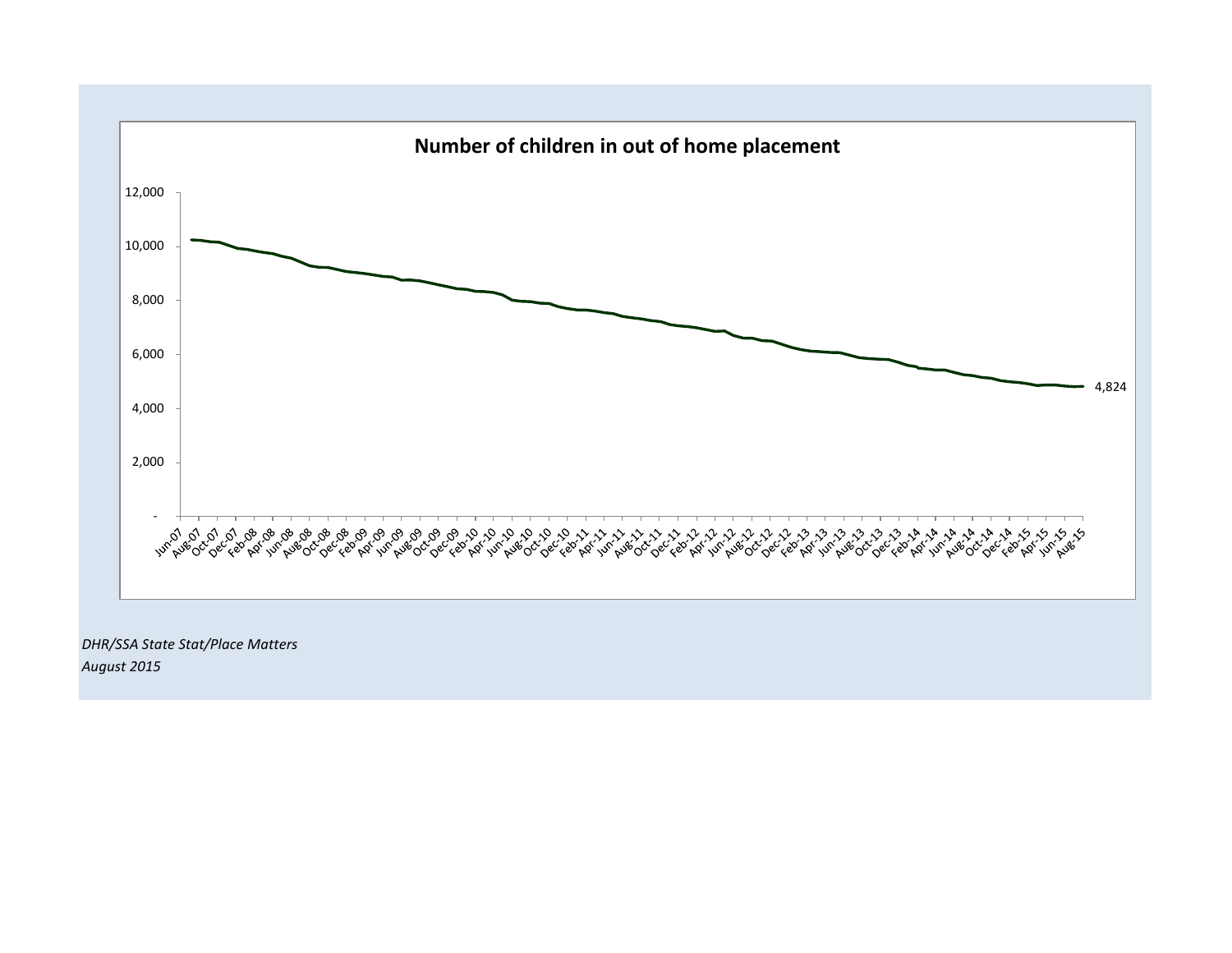**Number of children in out of home placement**

12,000

10,000

8,000

6,000

4,000

2,000

-

Jun-07, Aug-07, Oct-07, Dec-07, Feb-08, Apr-08, Jun-08, Aug-08, Oct-08, Dec-08, Feb-09, Apr-09, Jun-09, Aug-09, Oct-09, Dec-09, Feb-10, Apr-10, Jun-10, Aug-10, Oct-10, Dec-10, Feb-11, Apr-11, Jun-11, Aug-11, Oct-11, Dec-11, Feb-12, Apr-12, Jun-12, Aug-12, Oct-12, Dec-12, Feb-13, Apr-13, Jun-13, Aug-13, Oct-13, Dec-13, Feb-14, Apr-14, Jun-14, Aug-14, Oct-14, Dec-14, Feb-15, Apr-15, Jun-15, Aug-15

4,824

*DHR/SSA State Stat/Place Matters*
*August 2015*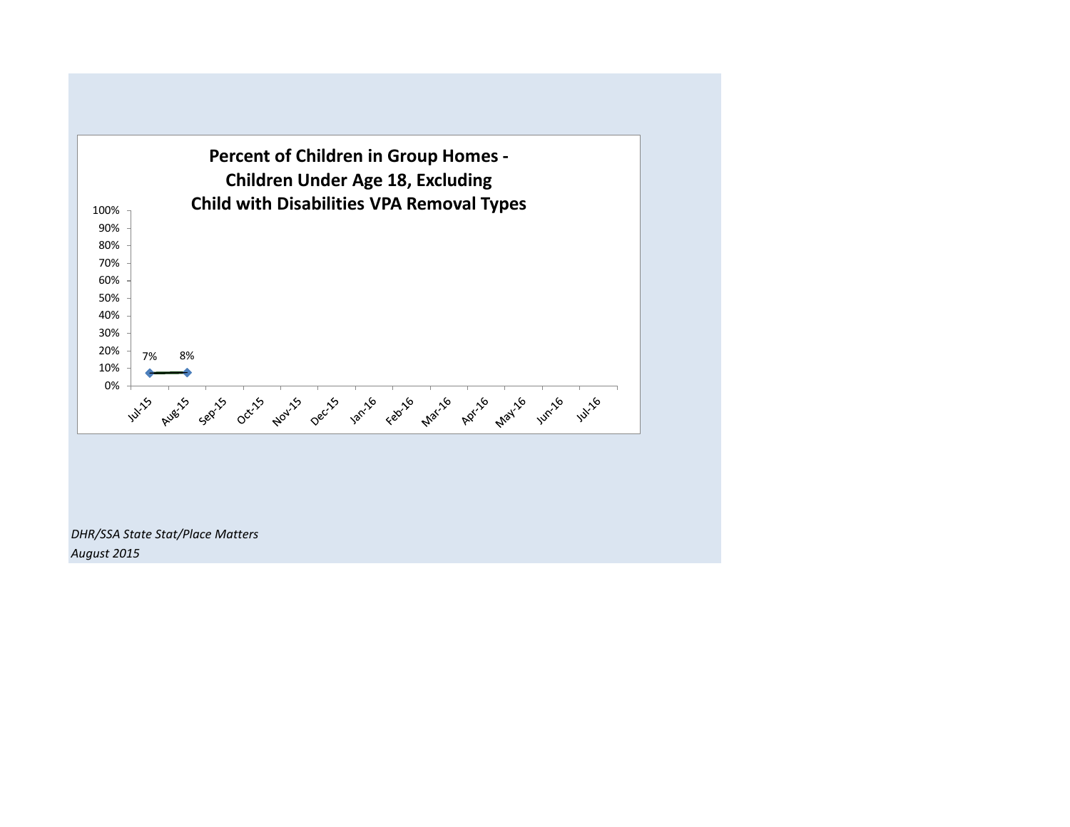**Percent of Children in Group Homes - Children Under Age 18, Excluding Child with Disabilities VPA Removal Types**

| Month | Percent |
|---|---|
| Jul-15 | 7% |
| Aug-15 | 8% |
| Sep-15 | |
| Oct-15 | |
| Nov-15 | |
| Dec-15 | |
| Jan-16 | |
| Feb-16 | |
| Mar-16 | |
| Apr-16 | |
| May-16 | |
| Jun-16 | |
| Jul-16 | |

*DHR/SSA State Stat/Place Matters*
*August 2015*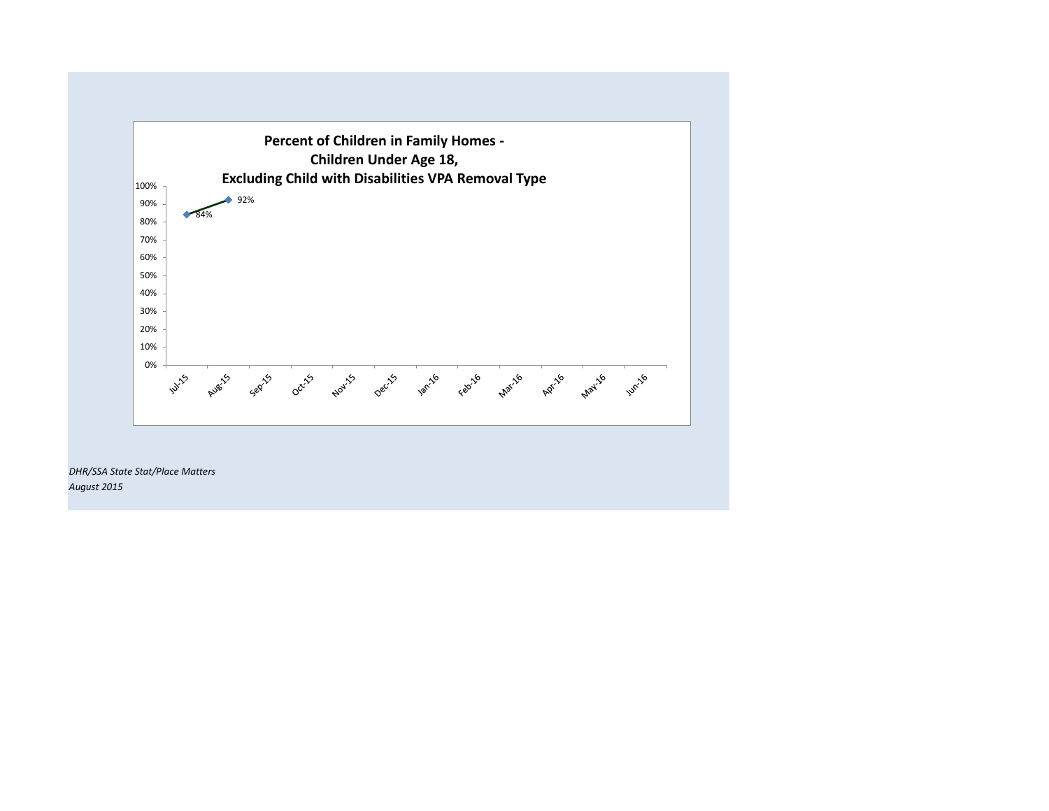**Percent of Children in Family Homes -
Children Under Age 18,
Excluding Child with Disabilities VPA Removal Type**

| Month | Percent |
|---|---|
| Jul-15 | 84% |
| Aug-15 | 92% |
| Sep-15 | |
| Oct-15 | |
| Nov-15 | |
| Dec-15 | |
| Jan-16 | |
| Feb-16 | |
| Mar-16 | |
| Apr-16 | |
| May-16 | |
| Jun-16 | |

*DHR/SSA State Stat/Place Matters*
*August 2015*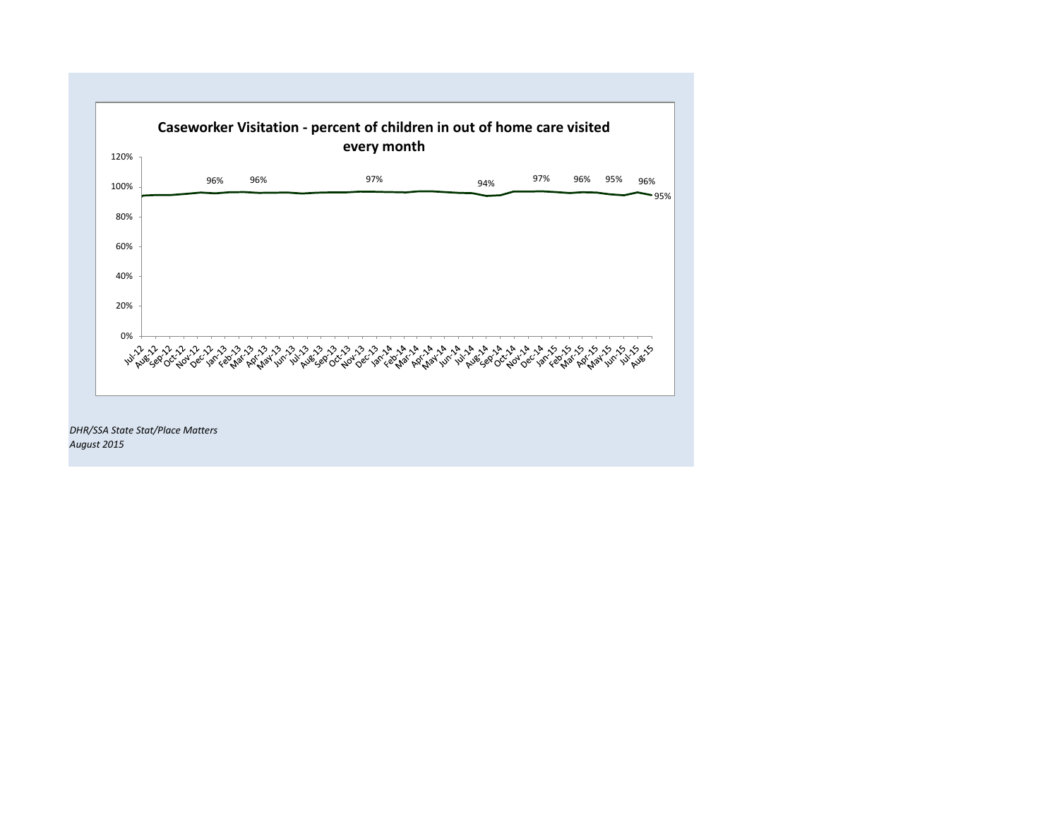**Caseworker Visitation - percent of children in out of home care visited every month**

*DHR/SSA State Stat/Place Matters*
*August 2015*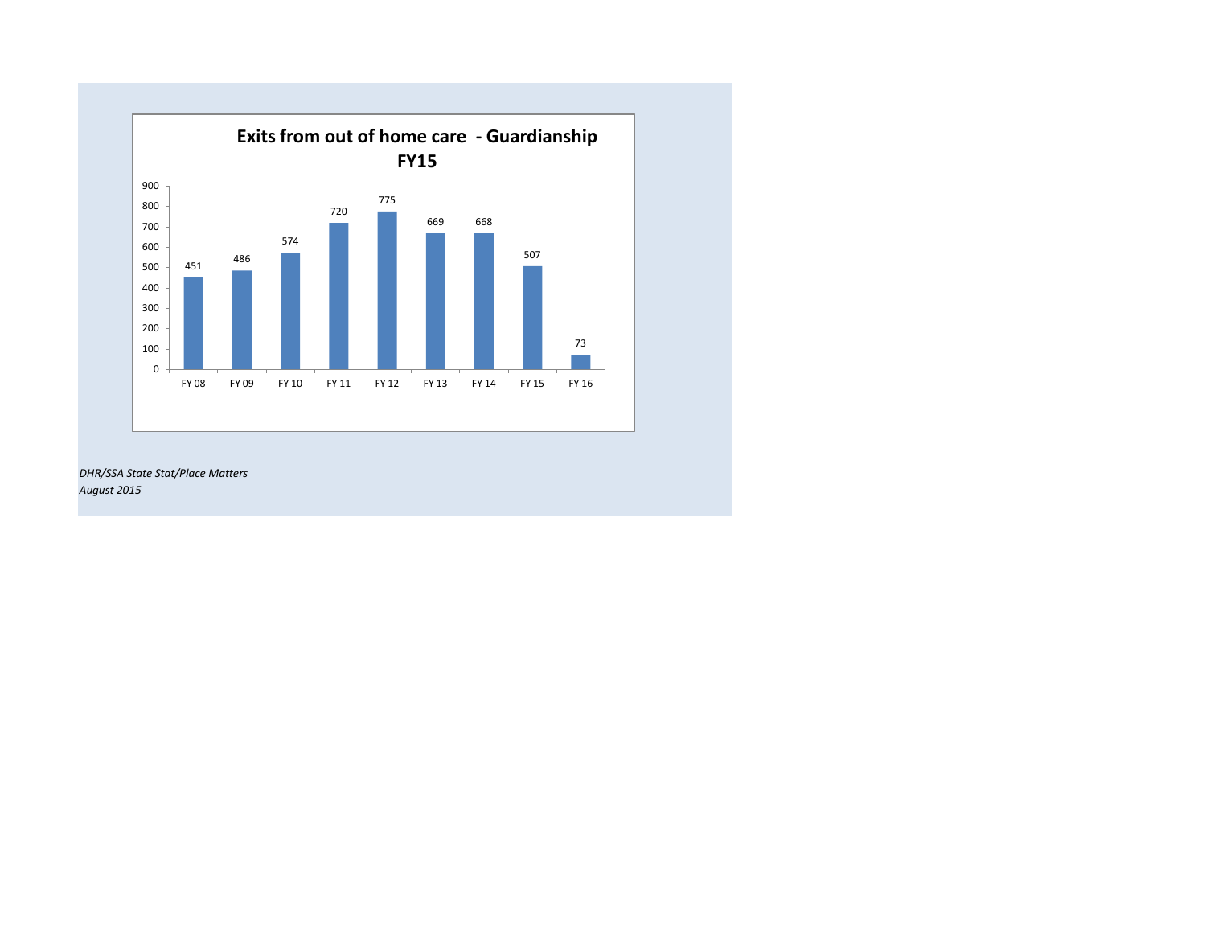## Exits from out of home care - Guardianship FY15

| Fiscal Year | Exits |
|---|---|
| FY 08 | 451 |
| FY 09 | 486 |
| FY 10 | 574 |
| FY 11 | 720 |
| FY 12 | 775 |
| FY 13 | 669 |
| FY 14 | 668 |
| FY 15 | 507 |
| FY 16 | 73 |

*DHR/SSA State Stat/Place Matters*
*August 2015*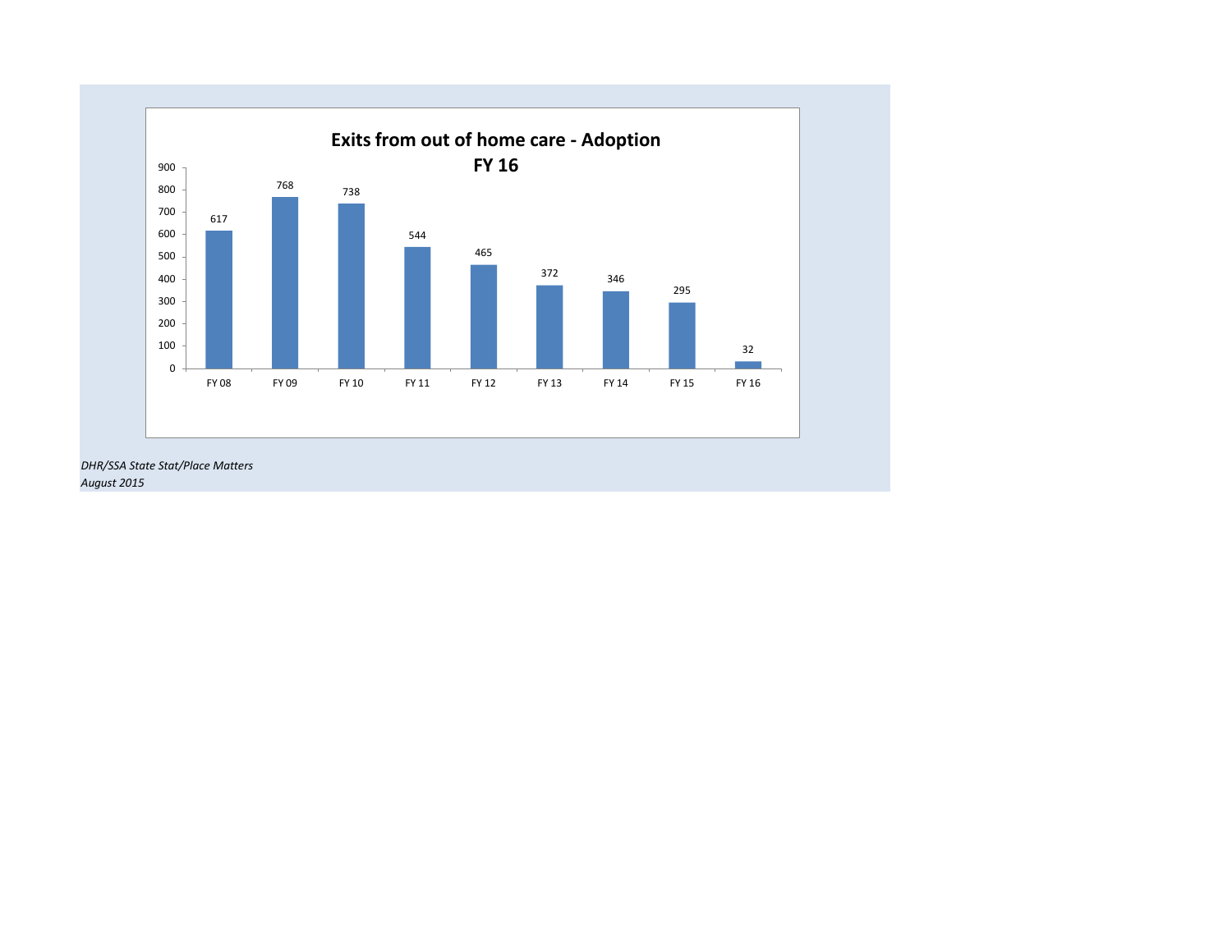**Exits from out of home care - Adoption**
**FY 16**

900
800
700
600
500
400
300
200
100
0

617
768
738
544
465
372
346
295
32

FY 08
FY 09
FY 10
FY 11
FY 12
FY 13
FY 14
FY 15
FY 16

*DHR/SSA State Stat/Place Matters*
*August 2015*